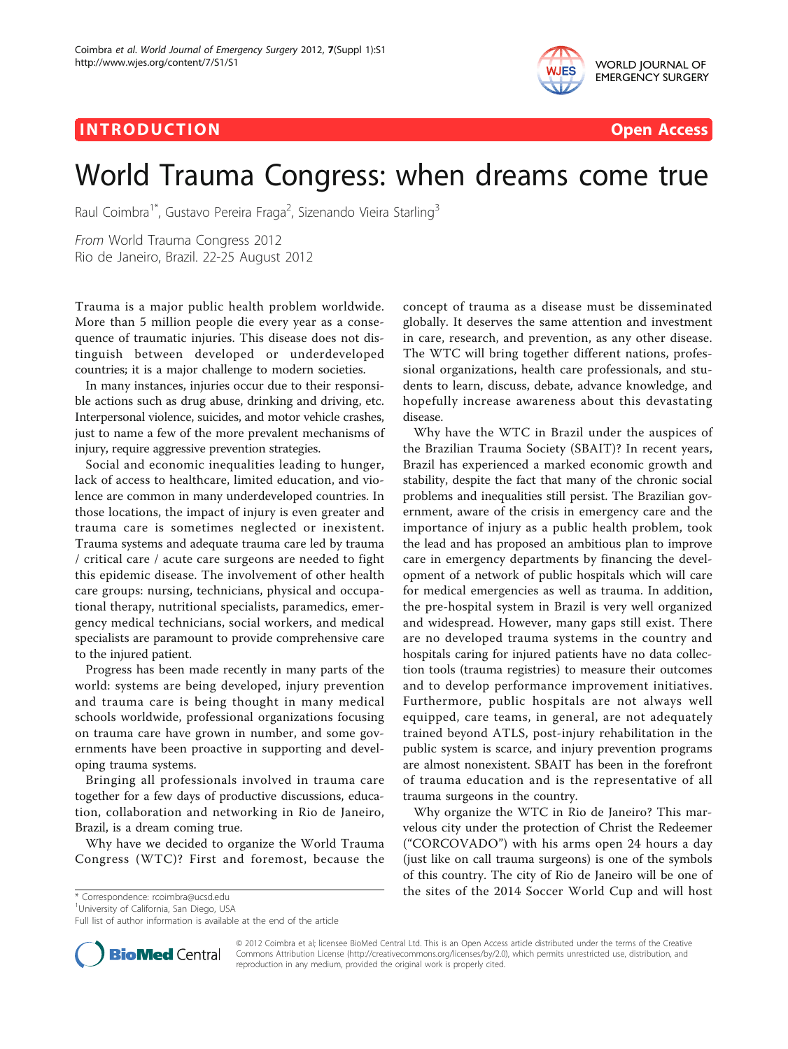# World Trauma Congress: when dreams come true

Raul Coimbra[1*], Gustavo Pereira Fraga[2], Sizenando Vieira Starling[3]

*From* World Trauma Congress 2012
Rio de Janeiro, Brazil. 22-25 August 2012

Trauma is a major public health problem worldwide. More than 5 million people die every year as a consequence of traumatic injuries. This disease does not distinguish between developed or underdeveloped countries; it is a major challenge to modern societies.

In many instances, injuries occur due to their responsible actions such as drug abuse, drinking and driving, etc. Interpersonal violence, suicides, and motor vehicle crashes, just to name a few of the more prevalent mechanisms of injury, require aggressive prevention strategies.

Social and economic inequalities leading to hunger, lack of access to healthcare, limited education, and violence are common in many underdeveloped countries. In those locations, the impact of injury is even greater and trauma care is sometimes neglected or inexistent. Trauma systems and adequate trauma care led by trauma / critical care / acute care surgeons are needed to fight this epidemic disease. The involvement of other health care groups: nursing, technicians, physical and occupational therapy, nutritional specialists, paramedics, emergency medical technicians, social workers, and medical specialists are paramount to provide comprehensive care to the injured patient.

Progress has been made recently in many parts of the world: systems are being developed, injury prevention and trauma care is being thought in many medical schools worldwide, professional organizations focusing on trauma care have grown in number, and some governments have been proactive in supporting and developing trauma systems.

Bringing all professionals involved in trauma care together for a few days of productive discussions, education, collaboration and networking in Rio de Janeiro, Brazil, is a dream coming true.

Why have we decided to organize the World Trauma Congress (WTC)? First and foremost, because the concept of trauma as a disease must be disseminated globally. It deserves the same attention and investment in care, research, and prevention, as any other disease. The WTC will bring together different nations, professional organizations, health care professionals, and students to learn, discuss, debate, advance knowledge, and hopefully increase awareness about this devastating disease.

Why have the WTC in Brazil under the auspices of the Brazilian Trauma Society (SBAIT)? In recent years, Brazil has experienced a marked economic growth and stability, despite the fact that many of the chronic social problems and inequalities still persist. The Brazilian government, aware of the crisis in emergency care and the importance of injury as a public health problem, took the lead and has proposed an ambitious plan to improve care in emergency departments by financing the development of a network of public hospitals which will care for medical emergencies as well as trauma. In addition, the pre-hospital system in Brazil is very well organized and widespread. However, many gaps still exist. There are no developed trauma systems in the country and hospitals caring for injured patients have no data collection tools (trauma registries) to measure their outcomes and to develop performance improvement initiatives. Furthermore, public hospitals are not always well equipped, care teams, in general, are not adequately trained beyond ATLS, post-injury rehabilitation in the public system is scarce, and injury prevention programs are almost nonexistent. SBAIT has been in the forefront of trauma education and is the representative of all trauma surgeons in the country.

Why organize the WTC in Rio de Janeiro? This marvelous city under the protection of Christ the Redeemer ("CORCOVADO") with his arms open 24 hours a day (just like on call trauma surgeons) is one of the symbols of this country. The city of Rio de Janeiro will be one of the sites of the 2014 Soccer World Cup and will host

\* Correspondence: rcoimbra@ucsd.edu
[1]University of California, San Diego, USA
Full list of author information is available at the end of the article

© 2012 Coimbra et al; licensee BioMed Central Ltd. This is an Open Access article distributed under the terms of the Creative Commons Attribution License (http://creativecommons.org/licenses/by/2.0), which permits unrestricted use, distribution, and reproduction in any medium, provided the original work is properly cited.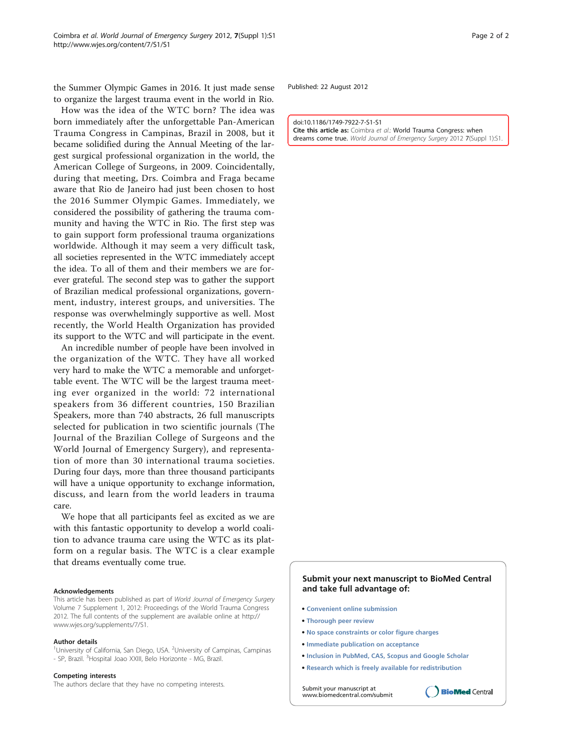the Summer Olympic Games in 2016. It just made sense to organize the largest trauma event in the world in Rio.

How was the idea of the WTC born? The idea was born immediately after the unforgettable Pan-American Trauma Congress in Campinas, Brazil in 2008, but it became solidified during the Annual Meeting of the largest surgical professional organization in the world, the American College of Surgeons, in 2009. Coincidentally, during that meeting, Drs. Coimbra and Fraga became aware that Rio de Janeiro had just been chosen to host the 2016 Summer Olympic Games. Immediately, we considered the possibility of gathering the trauma community and having the WTC in Rio. The first step was to gain support form professional trauma organizations worldwide. Although it may seem a very difficult task, all societies represented in the WTC immediately accept the idea. To all of them and their members we are forever grateful. The second step was to gather the support of Brazilian medical professional organizations, government, industry, interest groups, and universities. The response was overwhelmingly supportive as well. Most recently, the World Health Organization has provided its support to the WTC and will participate in the event.

An incredible number of people have been involved in the organization of the WTC. They have all worked very hard to make the WTC a memorable and unforgettable event. The WTC will be the largest trauma meeting ever organized in the world: 72 international speakers from 36 different countries, 150 Brazilian Speakers, more than 740 abstracts, 26 full manuscripts selected for publication in two scientific journals (The Journal of the Brazilian College of Surgeons and the World Journal of Emergency Surgery), and representation of more than 30 international trauma societies. During four days, more than three thousand participants will have a unique opportunity to exchange information, discuss, and learn from the world leaders in trauma care.

We hope that all participants feel as excited as we are with this fantastic opportunity to develop a world coalition to advance trauma care using the WTC as its platform on a regular basis. The WTC is a clear example that dreams eventually come true.

### Acknowledgements

This article has been published as part of *World Journal of Emergency Surgery* Volume 7 Supplement 1, 2012: Proceedings of the World Trauma Congress 2012. The full contents of the supplement are available online at http://www.wjes.org/supplements/7/S1.

### Author details

[1]University of California, San Diego, USA. [2]University of Campinas, Campinas - SP, Brazil. [3]Hospital Joao XXIII, Belo Horizonte - MG, Brazil.

### Competing interests

The authors declare that they have no competing interests.

Published: 22 August 2012

doi:10.1186/1749-7922-7-S1-S1
**Cite this article as:** Coimbra *et al.*: World Trauma Congress: when dreams come true. *World Journal of Emergency Surgery* 2012 **7**(Suppl 1):S1.

**Submit your next manuscript to BioMed Central and take full advantage of:**

- Convenient online submission
- Thorough peer review
- No space constraints or color figure charges
- Immediate publication on acceptance
- Inclusion in PubMed, CAS, Scopus and Google Scholar
- Research which is freely available for redistribution

Submit your manuscript at
www.biomedcentral.com/submit

BioMed Central